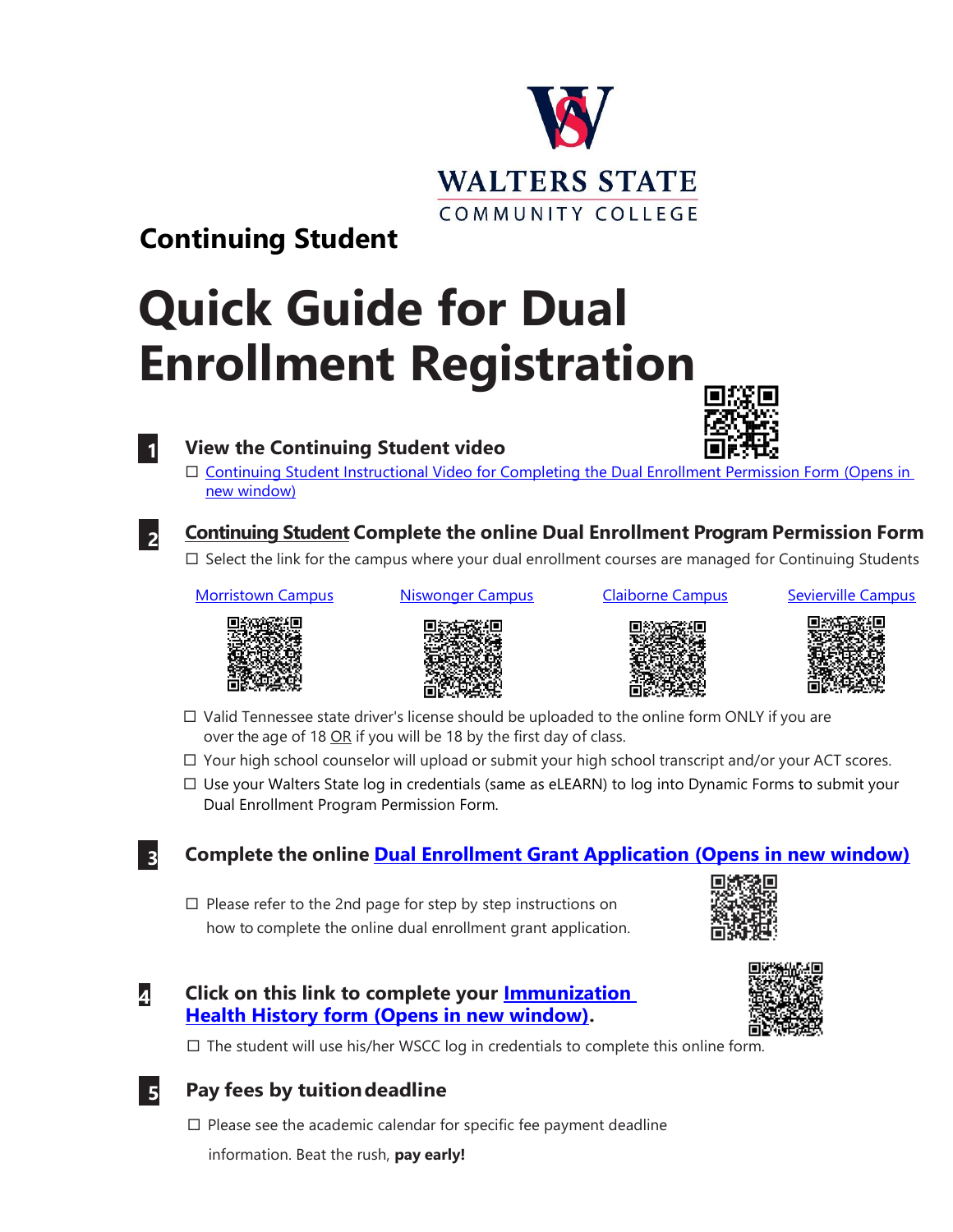WALTERS STATE
COMMUNITY COLLEGE

## Continuing Student

# Quick Guide for Dual Enrollment Registration

### 1 View the Continuing Student video

- ☐ Continuing Student Instructional Video for Completing the Dual Enrollment Permission Form (Opens in new window)

### 2 Continuing Student Complete the online Dual Enrollment Program Permission Form

- ☐ Select the link for the campus where your dual enrollment courses are managed for Continuing Students

Morristown Campus | Niswonger Campus | Claiborne Campus | Sevierville Campus

- ☐ Valid Tennessee state driver's license should be uploaded to the online form ONLY if you are over the age of 18 OR if you will be 18 by the first day of class.
- ☐ Your high school counselor will upload or submit your high school transcript and/or your ACT scores.
- ☐ Use your Walters State log in credentials (same as eLEARN) to log into Dynamic Forms to submit your Dual Enrollment Program Permission Form.

### 3 Complete the online Dual Enrollment Grant Application (Opens in new window)

- ☐ Please refer to the 2nd page for step by step instructions on how to complete the online dual enrollment grant application.

### 4 Click on this link to complete your Immunization Health History form (Opens in new window).

- ☐ The student will use his/her WSCC log in credentials to complete this online form.

### 5 Pay fees by tuition deadline

- ☐ Please see the academic calendar for specific fee payment deadline information. Beat the rush, **pay early!**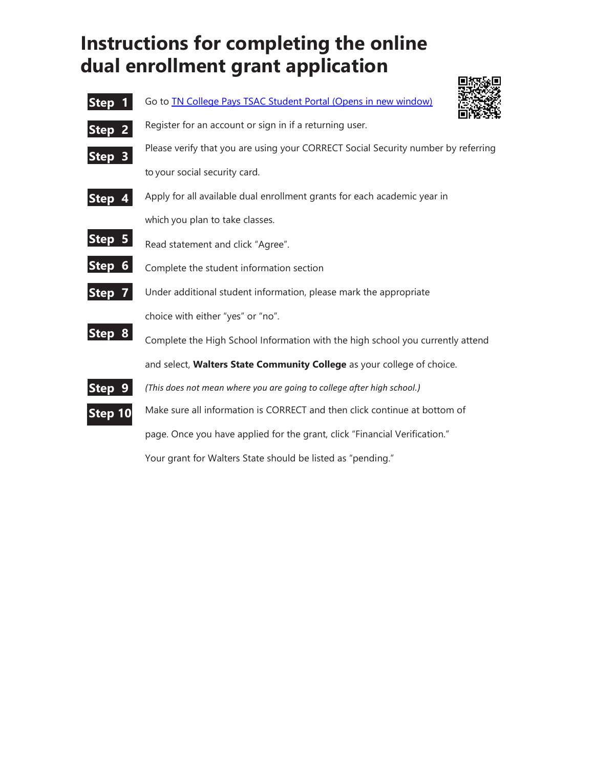# Instructions for completing the online dual enrollment grant application

**Step 1** Go to [TN College Pays TSAC Student Portal (Opens in new window)]

**Step 2** Register for an account or sign in if a returning user.

**Step 3** Please verify that you are using your CORRECT Social Security number by referring to your social security card.

**Step 4** Apply for all available dual enrollment grants for each academic year in which you plan to take classes.

**Step 5** Read statement and click "Agree".

**Step 6** Complete the student information section

**Step 7** Under additional student information, please mark the appropriate choice with either "yes" or "no".

**Step 8** Complete the High School Information with the high school you currently attend and select, **Walters State Community College** as your college of choice.

**Step 9** *(This does not mean where you are going to college after high school.)*

**Step 10** Make sure all information is CORRECT and then click continue at bottom of page. Once you have applied for the grant, click "Financial Verification." Your grant for Walters State should be listed as "pending."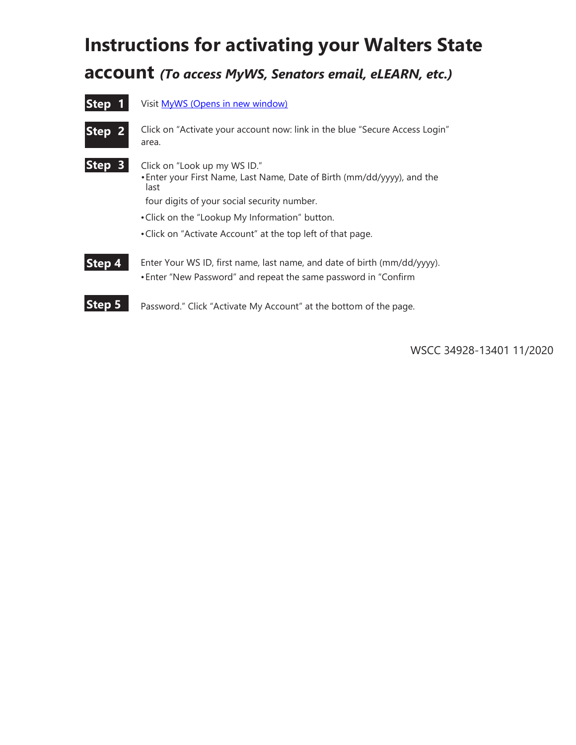# Instructions for activating your Walters State account *(To access MyWS, Senators email, eLEARN, etc.)*

**Step 1** Visit [MyWS (Opens in new window)]

**Step 2** Click on "Activate your account now: link in the blue "Secure Access Login" area.

**Step 3** Click on "Look up my WS ID."

- Enter your First Name, Last Name, Date of Birth (mm/dd/yyyy), and the last four digits of your social security number.
- Click on the "Lookup My Information" button.
- Click on "Activate Account" at the top left of that page.

**Step 4** Enter Your WS ID, first name, last name, and date of birth (mm/dd/yyyy).

- Enter "New Password" and repeat the same password in "Confirm

**Step 5** Password." Click "Activate My Account" at the bottom of the page.

WSCC 34928-13401 11/2020